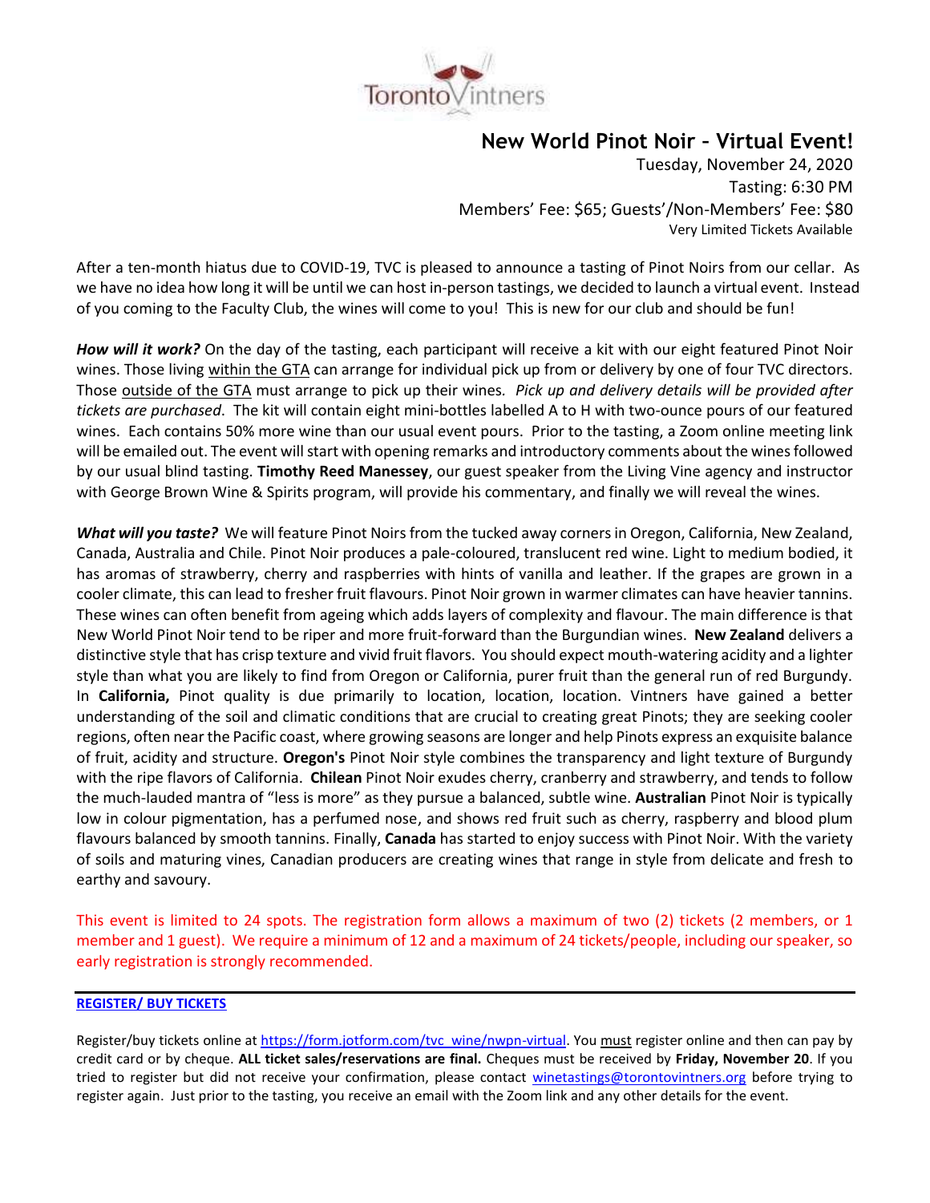Toronto Vintners

# New World Pinot Noir – Virtual Event!

Tuesday, November 24, 2020
Tasting: 6:30 PM
Members' Fee: $65; Guests'/Non-Members' Fee: $80
Very Limited Tickets Available

After a ten-month hiatus due to COVID-19, TVC is pleased to announce a tasting of Pinot Noirs from our cellar. As we have no idea how long it will be until we can host in-person tastings, we decided to launch a virtual event. Instead of you coming to the Faculty Club, the wines will come to you! This is new for our club and should be fun!

***How will it work?*** On the day of the tasting, each participant will receive a kit with our eight featured Pinot Noir wines. Those living within the GTA can arrange for individual pick up from or delivery by one of four TVC directors. Those outside of the GTA must arrange to pick up their wines. *Pick up and delivery details will be provided after tickets are purchased*. The kit will contain eight mini-bottles labelled A to H with two-ounce pours of our featured wines. Each contains 50% more wine than our usual event pours. Prior to the tasting, a Zoom online meeting link will be emailed out. The event will start with opening remarks and introductory comments about the wines followed by our usual blind tasting. **Timothy Reed Manessey**, our guest speaker from the Living Vine agency and instructor with George Brown Wine & Spirits program, will provide his commentary, and finally we will reveal the wines.

***What will you taste?*** We will feature Pinot Noirs from the tucked away corners in Oregon, California, New Zealand, Canada, Australia and Chile. Pinot Noir produces a pale-coloured, translucent red wine. Light to medium bodied, it has aromas of strawberry, cherry and raspberries with hints of vanilla and leather. If the grapes are grown in a cooler climate, this can lead to fresher fruit flavours. Pinot Noir grown in warmer climates can have heavier tannins. These wines can often benefit from ageing which adds layers of complexity and flavour. The main difference is that New World Pinot Noir tend to be riper and more fruit-forward than the Burgundian wines. **New Zealand** delivers a distinctive style that has crisp texture and vivid fruit flavors. You should expect mouth-watering acidity and a lighter style than what you are likely to find from Oregon or California, purer fruit than the general run of red Burgundy. In **California,** Pinot quality is due primarily to location, location, location. Vintners have gained a better understanding of the soil and climatic conditions that are crucial to creating great Pinots; they are seeking cooler regions, often near the Pacific coast, where growing seasons are longer and help Pinots express an exquisite balance of fruit, acidity and structure. **Oregon's** Pinot Noir style combines the transparency and light texture of Burgundy with the ripe flavors of California. **Chilean** Pinot Noir exudes cherry, cranberry and strawberry, and tends to follow the much-lauded mantra of "less is more" as they pursue a balanced, subtle wine. **Australian** Pinot Noir is typically low in colour pigmentation, has a perfumed nose, and shows red fruit such as cherry, raspberry and blood plum flavours balanced by smooth tannins. Finally, **Canada** has started to enjoy success with Pinot Noir. With the variety of soils and maturing vines, Canadian producers are creating wines that range in style from delicate and fresh to earthy and savoury.

This event is limited to 24 spots. The registration form allows a maximum of two (2) tickets (2 members, or 1 member and 1 guest). We require a minimum of 12 and a maximum of 24 tickets/people, including our speaker, so early registration is strongly recommended.

---

**REGISTER/ BUY TICKETS**

Register/buy tickets online at https://form.jotform.com/tvc_wine/nwpn-virtual. You must register online and then can pay by credit card or by cheque. **ALL ticket sales/reservations are final.** Cheques must be received by **Friday, November 20**. If you tried to register but did not receive your confirmation, please contact winetastings@torontovintners.org before trying to register again. Just prior to the tasting, you receive an email with the Zoom link and any other details for the event.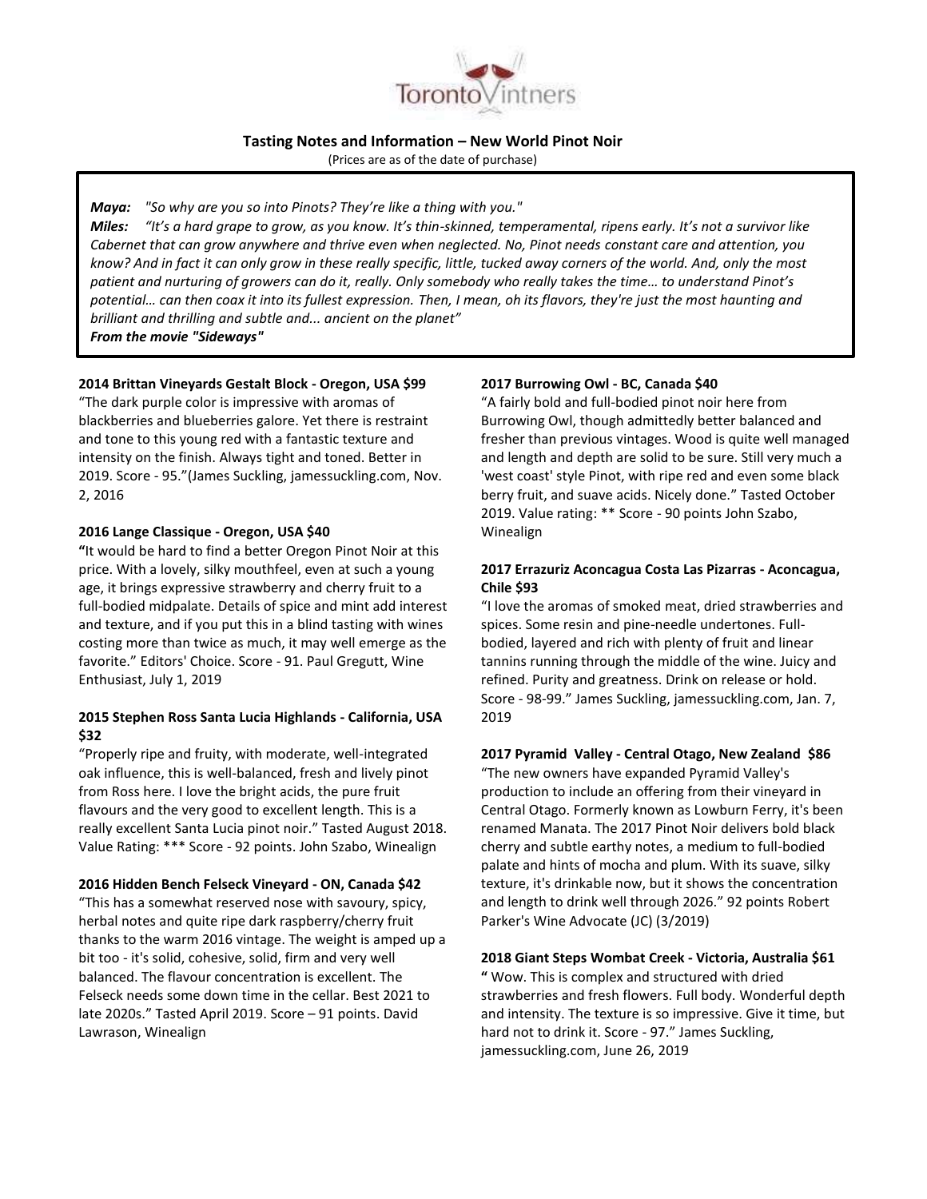**Toronto Vintners**

## Tasting Notes and Information – New World Pinot Noir

(Prices are as of the date of purchase)

> ***Maya:*** *"So why are you so into Pinots? They're like a thing with you."*
> ***Miles:*** *"It's a hard grape to grow, as you know. It's thin-skinned, temperamental, ripens early. It's not a survivor like Cabernet that can grow anywhere and thrive even when neglected. No, Pinot needs constant care and attention, you know? And in fact it can only grow in these really specific, little, tucked away corners of the world. And, only the most patient and nurturing of growers can do it, really. Only somebody who really takes the time… to understand Pinot's potential… can then coax it into its fullest expression. Then, I mean, oh its flavors, they're just the most haunting and brilliant and thrilling and subtle and... ancient on the planet"*
> ***From the movie "Sideways"***

**2014 Brittan Vineyards Gestalt Block - Oregon, USA $99**
"The dark purple color is impressive with aromas of blackberries and blueberries galore. Yet there is restraint and tone to this young red with a fantastic texture and intensity on the finish. Always tight and toned. Better in 2019. Score - 95."(James Suckling, jamessuckling.com, Nov. 2, 2016

**2016 Lange Classique - Oregon, USA $40**
**"**It would be hard to find a better Oregon Pinot Noir at this price. With a lovely, silky mouthfeel, even at such a young age, it brings expressive strawberry and cherry fruit to a full-bodied midpalate. Details of spice and mint add interest and texture, and if you put this in a blind tasting with wines costing more than twice as much, it may well emerge as the favorite." Editors' Choice. Score - 91. Paul Gregutt, Wine Enthusiast, July 1, 2019

**2015 Stephen Ross Santa Lucia Highlands - California, USA $32**
"Properly ripe and fruity, with moderate, well-integrated oak influence, this is well-balanced, fresh and lively pinot from Ross here. I love the bright acids, the pure fruit flavours and the very good to excellent length. This is a really excellent Santa Lucia pinot noir." Tasted August 2018. Value Rating: *** Score - 92 points. John Szabo, Winealign

**2016 Hidden Bench Felseck Vineyard - ON, Canada $42**
"This has a somewhat reserved nose with savoury, spicy, herbal notes and quite ripe dark raspberry/cherry fruit thanks to the warm 2016 vintage. The weight is amped up a bit too - it's solid, cohesive, solid, firm and very well balanced. The flavour concentration is excellent. The Felseck needs some down time in the cellar. Best 2021 to late 2020s." Tasted April 2019. Score – 91 points. David Lawrason, Winealign

**2017 Burrowing Owl - BC, Canada $40**
"A fairly bold and full-bodied pinot noir here from Burrowing Owl, though admittedly better balanced and fresher than previous vintages. Wood is quite well managed and length and depth are solid to be sure. Still very much a 'west coast' style Pinot, with ripe red and even some black berry fruit, and suave acids. Nicely done." Tasted October 2019. Value rating: ** Score - 90 points John Szabo, Winealign

**2017 Errazuriz Aconcagua Costa Las Pizarras - Aconcagua, Chile $93**
"I love the aromas of smoked meat, dried strawberries and spices. Some resin and pine-needle undertones. Full-bodied, layered and rich with plenty of fruit and linear tannins running through the middle of the wine. Juicy and refined. Purity and greatness. Drink on release or hold. Score - 98-99." James Suckling, jamessuckling.com, Jan. 7, 2019

**2017 Pyramid Valley - Central Otago, New Zealand $86**
"The new owners have expanded Pyramid Valley's production to include an offering from their vineyard in Central Otago. Formerly known as Lowburn Ferry, it's been renamed Manata. The 2017 Pinot Noir delivers bold black cherry and subtle earthy notes, a medium to full-bodied palate and hints of mocha and plum. With its suave, silky texture, it's drinkable now, but it shows the concentration and length to drink well through 2026." 92 points Robert Parker's Wine Advocate (JC) (3/2019)

**2018 Giant Steps Wombat Creek - Victoria, Australia $61**
**"** Wow. This is complex and structured with dried strawberries and fresh flowers. Full body. Wonderful depth and intensity. The texture is so impressive. Give it time, but hard not to drink it. Score - 97." James Suckling, jamessuckling.com, June 26, 2019